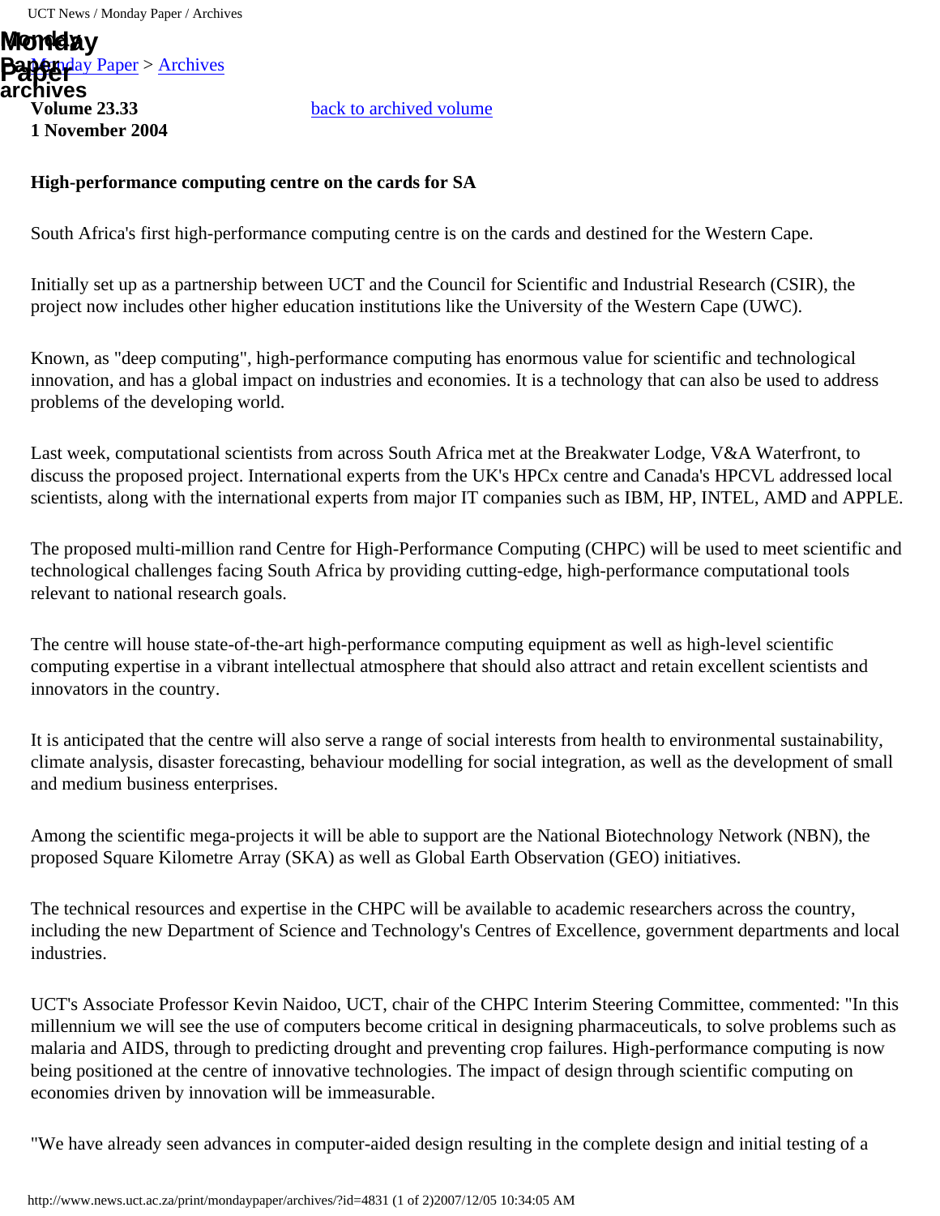Monday Paper archives

Monday Paper > Archives

**Volume 23.33**
**1 November 2004**

back to archived volume

**High-performance computing centre on the cards for SA**

South Africa's first high-performance computing centre is on the cards and destined for the Western Cape.

Initially set up as a partnership between UCT and the Council for Scientific and Industrial Research (CSIR), the project now includes other higher education institutions like the University of the Western Cape (UWC).

Known, as "deep computing", high-performance computing has enormous value for scientific and technological innovation, and has a global impact on industries and economies. It is a technology that can also be used to address problems of the developing world.

Last week, computational scientists from across South Africa met at the Breakwater Lodge, V&A Waterfront, to discuss the proposed project. International experts from the UK's HPCx centre and Canada's HPCVL addressed local scientists, along with the international experts from major IT companies such as IBM, HP, INTEL, AMD and APPLE.

The proposed multi-million rand Centre for High-Performance Computing (CHPC) will be used to meet scientific and technological challenges facing South Africa by providing cutting-edge, high-performance computational tools relevant to national research goals.

The centre will house state-of-the-art high-performance computing equipment as well as high-level scientific computing expertise in a vibrant intellectual atmosphere that should also attract and retain excellent scientists and innovators in the country.

It is anticipated that the centre will also serve a range of social interests from health to environmental sustainability, climate analysis, disaster forecasting, behaviour modelling for social integration, as well as the development of small and medium business enterprises.

Among the scientific mega-projects it will be able to support are the National Biotechnology Network (NBN), the proposed Square Kilometre Array (SKA) as well as Global Earth Observation (GEO) initiatives.

The technical resources and expertise in the CHPC will be available to academic researchers across the country, including the new Department of Science and Technology's Centres of Excellence, government departments and local industries.

UCT's Associate Professor Kevin Naidoo, UCT, chair of the CHPC Interim Steering Committee, commented: "In this millennium we will see the use of computers become critical in designing pharmaceuticals, to solve problems such as malaria and AIDS, through to predicting drought and preventing crop failures. High-performance computing is now being positioned at the centre of innovative technologies. The impact of design through scientific computing on economies driven by innovation will be immeasurable.

"We have already seen advances in computer-aided design resulting in the complete design and initial testing of a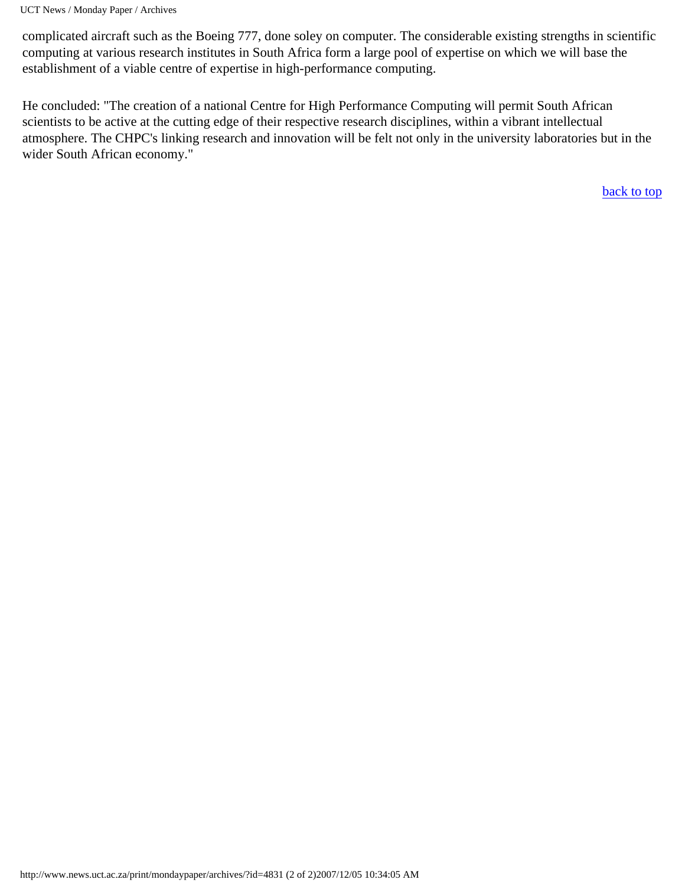complicated aircraft such as the Boeing 777, done soley on computer. The considerable existing strengths in scientific computing at various research institutes in South Africa form a large pool of expertise on which we will base the establishment of a viable centre of expertise in high-performance computing.

He concluded: "The creation of a national Centre for High Performance Computing will permit South African scientists to be active at the cutting edge of their respective research disciplines, within a vibrant intellectual atmosphere. The CHPC's linking research and innovation will be felt not only in the university laboratories but in the wider South African economy."

back to top